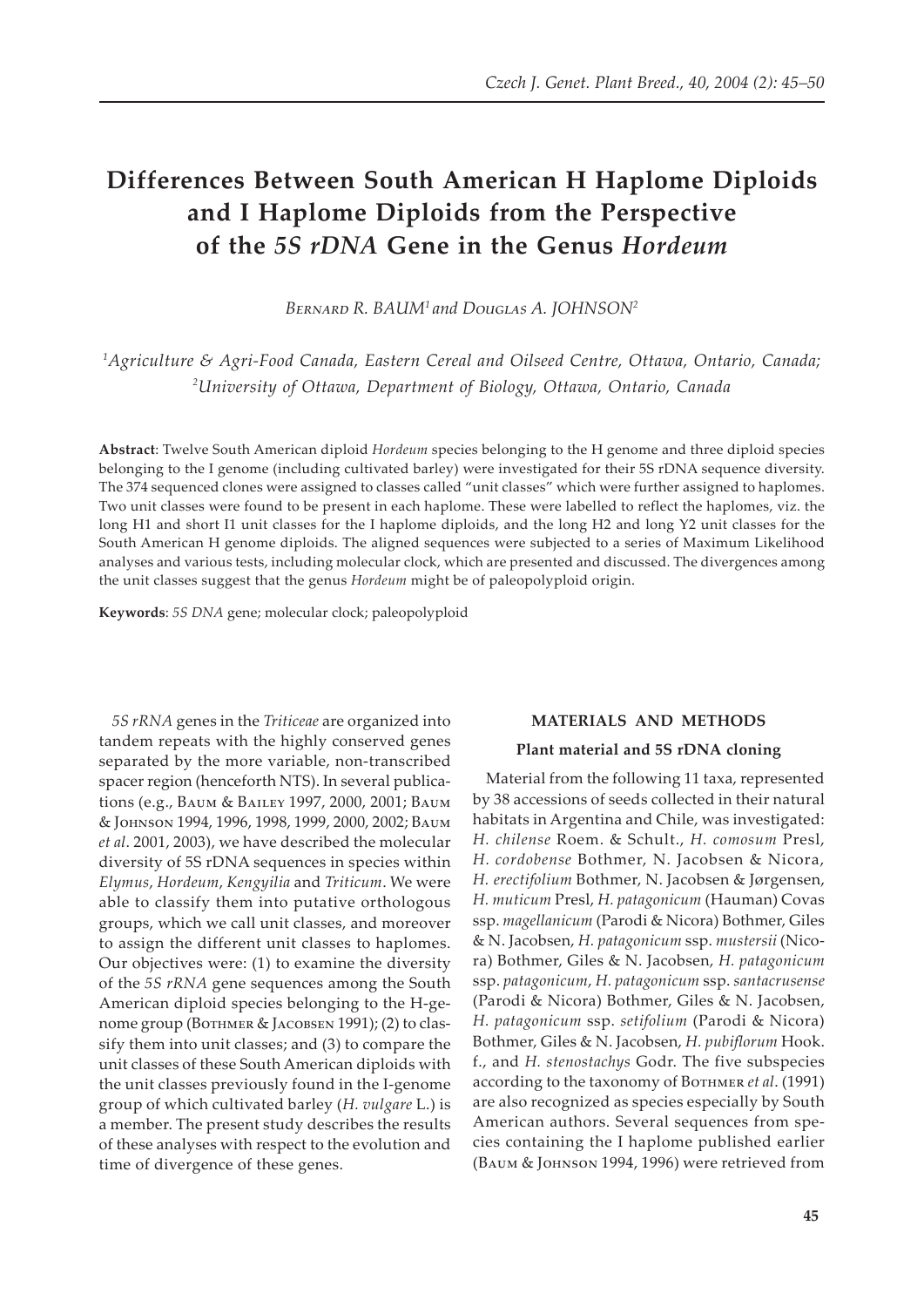# Differences Between South American H Haplome Diploids and I Haplome Diploids from the Perspective of the *5S rDNA* Gene in the Genus *Hordeum*

Bernard R. BAUM[1] and Douglas A. JOHNSON[2]

[1]*Agriculture & Agri-Food Canada, Eastern Cereal and Oilseed Centre, Ottawa, Ontario, Canada;* [2]*University of Ottawa, Department of Biology, Ottawa, Ontario, Canada*

**Abstract**: Twelve South American diploid *Hordeum* species belonging to the H genome and three diploid species belonging to the I genome (including cultivated barley) were investigated for their 5S rDNA sequence diversity. The 374 sequenced clones were assigned to classes called "unit classes" which were further assigned to haplomes. Two unit classes were found to be present in each haplome. These were labelled to reflect the haplomes, viz. the long H1 and short I1 unit classes for the I haplome diploids, and the long H2 and long Y2 unit classes for the South American H genome diploids. The aligned sequences were subjected to a series of Maximum Likelihood analyses and various tests, including molecular clock, which are presented and discussed. The divergences among the unit classes suggest that the genus *Hordeum* might be of paleopolyploid origin.

**Keywords**: *5S DNA* gene; molecular clock; paleopolyploid

*5S rRNA* genes in the *Triticeae* are organized into tandem repeats with the highly conserved genes separated by the more variable, non-transcribed spacer region (henceforth NTS). In several publications (e.g., Baum & Bailey 1997, 2000, 2001; Baum & Johnson 1994, 1996, 1998, 1999, 2000, 2002; Baum *et al*. 2001, 2003), we have described the molecular diversity of 5S rDNA sequences in species within *Elymus*, *Hordeum*, *Kengyilia* and *Triticum*. We were able to classify them into putative orthologous groups, which we call unit classes, and moreover to assign the different unit classes to haplomes. Our objectives were: (1) to examine the diversity of the *5S rRNA* gene sequences among the South American diploid species belonging to the H-genome group (Bothmer & Jacobsen 1991); (2) to classify them into unit classes; and (3) to compare the unit classes of these South American diploids with the unit classes previously found in the I-genome group of which cultivated barley (*H. vulgare* L.) is a member. The present study describes the results of these analyses with respect to the evolution and time of divergence of these genes.

## MATERIALS AND METHODS

### Plant material and 5S rDNA cloning

Material from the following 11 taxa, represented by 38 accessions of seeds collected in their natural habitats in Argentina and Chile, was investigated: *H. chilense* Roem. & Schult., *H. comosum* Presl, *H. cordobense* Bothmer, N. Jacobsen & Nicora, *H. erectifolium* Bothmer, N. Jacobsen & Jørgensen, *H. muticum* Presl, *H. patagonicum* (Hauman) Covas ssp. *magellanicum* (Parodi & Nicora) Bothmer, Giles & N. Jacobsen, *H. patagonicum* ssp. *mustersii* (Nicora) Bothmer, Giles & N. Jacobsen, *H. patagonicum* ssp. *patagonicum*, *H. patagonicum* ssp. *santacrusense* (Parodi & Nicora) Bothmer, Giles & N. Jacobsen, *H. patagonicum* ssp. *setifolium* (Parodi & Nicora) Bothmer, Giles & N. Jacobsen, *H. pubiflorum* Hook. f., and *H. stenostachys* Godr. The five subspecies according to the taxonomy of Bothmer *et al*. (1991) are also recognized as species especially by South American authors. Several sequences from species containing the I haplome published earlier (Baum & Johnson 1994, 1996) were retrieved from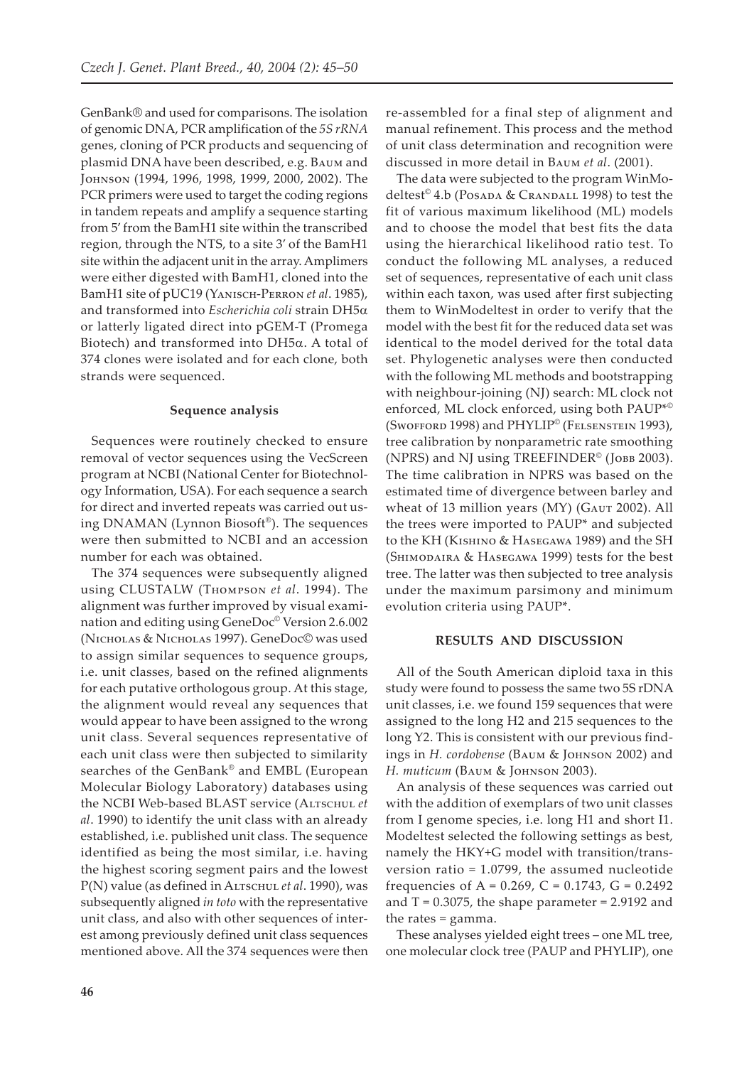GenBank® and used for comparisons. The isolation of genomic DNA, PCR amplification of the *5S rRNA* genes, cloning of PCR products and sequencing of plasmid DNA have been described, e.g. Baum and Johnson (1994, 1996, 1998, 1999, 2000, 2002). The PCR primers were used to target the coding regions in tandem repeats and amplify a sequence starting from 5′ from the BamH1 site within the transcribed region, through the NTS, to a site 3′ of the BamH1 site within the adjacent unit in the array. Amplimers were either digested with BamH1, cloned into the BamH1 site of pUC19 (Yanisch-Perron *et al*. 1985), and transformed into *Escherichia coli* strain DH5α or latterly ligated direct into pGEM-T (Promega Biotech) and transformed into DH5α. A total of 374 clones were isolated and for each clone, both strands were sequenced.

### Sequence analysis

Sequences were routinely checked to ensure removal of vector sequences using the VecScreen program at NCBI (National Center for Biotechnology Information, USA). For each sequence a search for direct and inverted repeats was carried out using DNAMAN (Lynnon Biosoft®). The sequences were then submitted to NCBI and an accession number for each was obtained.

The 374 sequences were subsequently aligned using CLUSTALW (Thompson *et al*. 1994). The alignment was further improved by visual examination and editing using GeneDoc© Version 2.6.002 (Nicholas & Nicholas 1997). GeneDoc© was used to assign similar sequences to sequence groups, i.e. unit classes, based on the refined alignments for each putative orthologous group. At this stage, the alignment would reveal any sequences that would appear to have been assigned to the wrong unit class. Several sequences representative of each unit class were then subjected to similarity searches of the GenBank® and EMBL (European Molecular Biology Laboratory) databases using the NCBI Web-based BLAST service (Altschul *et al*. 1990) to identify the unit class with an already established, i.e. published unit class. The sequence identified as being the most similar, i.e. having the highest scoring segment pairs and the lowest P(N) value (as defined in Altschul *et al*. 1990), was subsequently aligned *in toto* with the representative unit class, and also with other sequences of interest among previously defined unit class sequences mentioned above. All the 374 sequences were then re-assembled for a final step of alignment and manual refinement. This process and the method of unit class determination and recognition were discussed in more detail in Baum *et al*. (2001).

The data were subjected to the program WinModeltest© 4.b (Posada & Crandall 1998) to test the fit of various maximum likelihood (ML) models and to choose the model that best fits the data using the hierarchical likelihood ratio test. To conduct the following ML analyses, a reduced set of sequences, representative of each unit class within each taxon, was used after first subjecting them to WinModeltest in order to verify that the model with the best fit for the reduced data set was identical to the model derived for the total data set. Phylogenetic analyses were then conducted with the following ML methods and bootstrapping with neighbour-joining (NJ) search: ML clock not enforced, ML clock enforced, using both PAUP*© (Swofford 1998) and PHYLIP© (Felsenstein 1993), tree calibration by nonparametric rate smoothing (NPRS) and NJ using TREEFINDER© (Jobb 2003). The time calibration in NPRS was based on the estimated time of divergence between barley and wheat of 13 million years (MY) (Gaut 2002). All the trees were imported to PAUP* and subjected to the KH (Kishino & Hasegawa 1989) and the SH (Shimodaira & Hasegawa 1999) tests for the best tree. The latter was then subjected to tree analysis under the maximum parsimony and minimum evolution criteria using PAUP*.

## RESULTS AND DISCUSSION

All of the South American diploid taxa in this study were found to possess the same two 5S rDNA unit classes, i.e. we found 159 sequences that were assigned to the long H2 and 215 sequences to the long Y2. This is consistent with our previous findings in *H. cordobense* (Baum & Johnson 2002) and *H. muticum* (Baum & Johnson 2003).

An analysis of these sequences was carried out with the addition of exemplars of two unit classes from I genome species, i.e. long H1 and short I1. Modeltest selected the following settings as best, namely the HKY+G model with transition/transversion ratio = 1.0799, the assumed nucleotide frequencies of A = 0.269, C = 0.1743, G = 0.2492 and T = 0.3075, the shape parameter = 2.9192 and the rates = gamma.

These analyses yielded eight trees – one ML tree, one molecular clock tree (PAUP and PHYLIP), one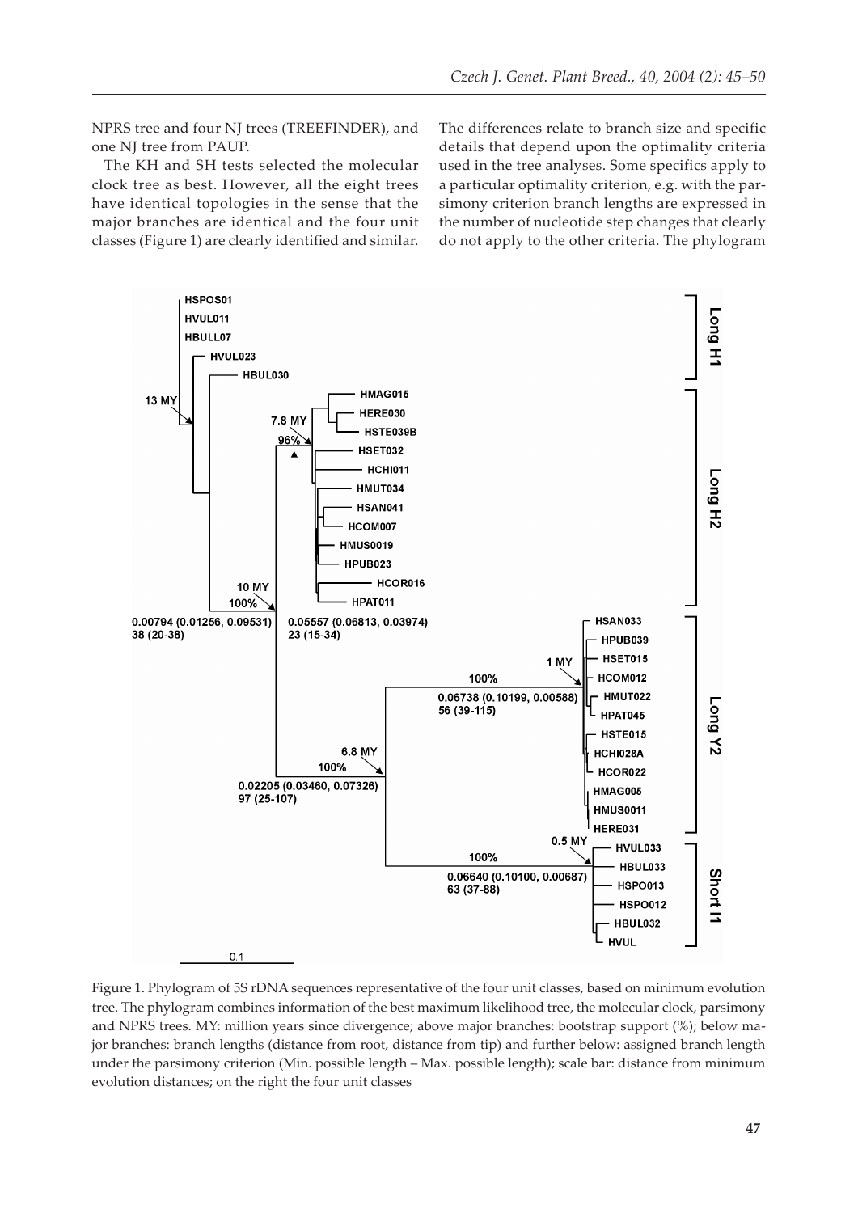NPRS tree and four NJ trees (TREEFINDER), and one NJ tree from PAUP.

The KH and SH tests selected the molecular clock tree as best. However, all the eight trees have identical topologies in the sense that the major branches are identical and the four unit classes (Figure 1) are clearly identified and similar. The differences relate to branch size and specific details that depend upon the optimality criteria used in the tree analyses. Some specifics apply to a particular optimality criterion, e.g. with the parsimony criterion branch lengths are expressed in the number of nucleotide step changes that clearly do not apply to the other criteria. The phylogram

Figure 1. Phylogram of 5S rDNA sequences representative of the four unit classes, based on minimum evolution tree. The phylogram combines information of the best maximum likelihood tree, the molecular clock, parsimony and NPRS trees. MY: million years since divergence; above major branches: bootstrap support (%); below major branches: branch lengths (distance from root, distance from tip) and further below: assigned branch length under the parsimony criterion (Min. possible length – Max. possible length); scale bar: distance from minimum evolution distances; on the right the four unit classes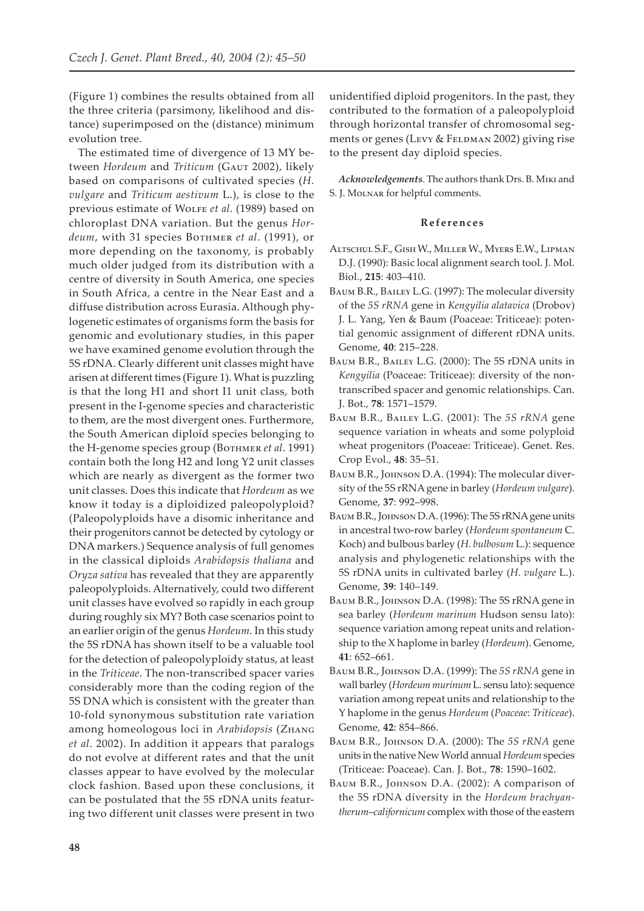(Figure 1) combines the results obtained from all the three criteria (parsimony, likelihood and distance) superimposed on the (distance) minimum evolution tree.

The estimated time of divergence of 13 MY between *Hordeum* and *Triticum* (Gaut 2002), likely based on comparisons of cultivated species (*H. vulgare* and *Triticum aestivum* L.), is close to the previous estimate of Wolfe *et al*. (1989) based on chloroplast DNA variation. But the genus *Hordeum*, with 31 species Bothmer *et al*. (1991), or more depending on the taxonomy, is probably much older judged from its distribution with a centre of diversity in South America, one species in South Africa, a centre in the Near East and a diffuse distribution across Eurasia. Although phylogenetic estimates of organisms form the basis for genomic and evolutionary studies, in this paper we have examined genome evolution through the 5S rDNA. Clearly different unit classes might have arisen at different times (Figure 1). What is puzzling is that the long H1 and short I1 unit class, both present in the I-genome species and characteristic to them, are the most divergent ones. Furthermore, the South American diploid species belonging to the H-genome species group (Bothmer *et al*. 1991) contain both the long H2 and long Y2 unit classes which are nearly as divergent as the former two unit classes. Does this indicate that *Hordeum* as we know it today is a diploidized paleopolyploid? (Paleopolyploids have a disomic inheritance and their progenitors cannot be detected by cytology or DNA markers.) Sequence analysis of full genomes in the classical diploids *Arabidopsis thaliana* and *Oryza sativa* has revealed that they are apparently paleopolyploids. Alternatively, could two different unit classes have evolved so rapidly in each group during roughly six MY? Both case scenarios point to an earlier origin of the genus *Hordeum*. In this study the 5S rDNA has shown itself to be a valuable tool for the detection of paleopolyploidy status, at least in the *Triticeae*. The non-transcribed spacer varies considerably more than the coding region of the 5S DNA which is consistent with the greater than 10-fold synonymous substitution rate variation among homeologous loci in *Arabidopsis* (Zhang *et al*. 2002). In addition it appears that paralogs do not evolve at different rates and that the unit classes appear to have evolved by the molecular clock fashion. Based upon these conclusions, it can be postulated that the 5S rDNA units featuring two different unit classes were present in two unidentified diploid progenitors. In the past, they contributed to the formation of a paleopolyploid through horizontal transfer of chromosomal segments or genes (Levy & Feldman 2002) giving rise to the present day diploid species.

***Acknowledgements***. The authors thank Drs. B. Miki and S. J. Molnar for helpful comments.

## References

Altschul S.F., Gish W., Miller W., Myers E.W., Lipman D.J. (1990): Basic local alignment search tool. J. Mol. Biol., **215**: 403–410.

Baum B.R., Bailey L.G. (1997): The molecular diversity of the *5S rRNA* gene in *Kengyilia alatavica* (Drobov) J. L. Yang, Yen & Baum (Poaceae: Triticeae): potential genomic assignment of different rDNA units. Genome, **40**: 215–228.

Baum B.R., Bailey L.G. (2000): The 5S rDNA units in *Kengyilia* (Poaceae: Triticeae): diversity of the non-transcribed spacer and genomic relationships. Can. J. Bot., **78**: 1571–1579.

Baum B.R., Bailey L.G. (2001): The *5S rRNA* gene sequence variation in wheats and some polyploid wheat progenitors (Poaceae: Triticeae). Genet. Res. Crop Evol., **48**: 35–51.

Baum B.R., Johnson D.A. (1994): The molecular diversity of the 5S rRNA gene in barley (*Hordeum vulgare*). Genome, **37**: 992–998.

Baum B.R., Johnson D.A. (1996): The 5S rRNA gene units in ancestral two-row barley (*Hordeum spontaneum* C. Koch) and bulbous barley (*H. bulbosum* L.): sequence analysis and phylogenetic relationships with the 5S rDNA units in cultivated barley (*H. vulgare* L.). Genome, **39**: 140–149.

Baum B.R., Johnson D.A. (1998): The 5S rRNA gene in sea barley (*Hordeum marinum* Hudson sensu lato): sequence variation among repeat units and relationship to the X haplome in barley (*Hordeum*). Genome, **41**: 652–661.

Baum B.R., Johnson D.A. (1999): The *5S rRNA* gene in wall barley (*Hordeum murinum* L. sensu lato): sequence variation among repeat units and relationship to the Y haplome in the genus *Hordeum* (*Poaceae*: *Triticeae*). Genome, **42**: 854–866.

Baum B.R., Johnson D.A. (2000): The *5S rRNA* gene units in the native New World annual *Hordeum* species (Triticeae: Poaceae). Can. J. Bot., **78**: 1590–1602.

Baum B.R., Johnson D.A. (2002): A comparison of the 5S rDNA diversity in the *Hordeum brachyantherum–californicum* complex with those of the eastern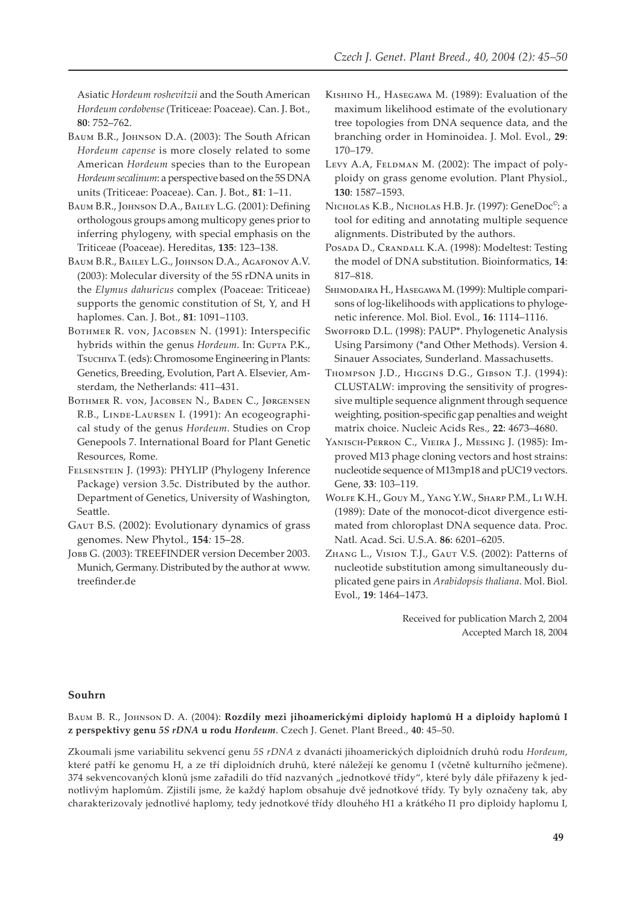Asiatic *Hordeum roshevitzii* and the South American *Hordeum cordobense* (Triticeae: Poaceae). Can. J. Bot., **80**: 752–762.

Baum B.R., Johnson D.A. (2003): The South African *Hordeum capense* is more closely related to some American *Hordeum* species than to the European *Hordeum secalinum*: a perspective based on the 5S DNA units (Triticeae: Poaceae). Can. J. Bot., **81**: 1–11.

Baum B.R., Johnson D.A., Bailey L.G. (2001): Defining orthologous groups among multicopy genes prior to inferring phylogeny, with special emphasis on the Triticeae (Poaceae). Hereditas, **135**: 123–138.

Baum B.R., Bailey L.G., Johnson D.A., Agafonov A.V. (2003): Molecular diversity of the 5S rDNA units in the *Elymus dahuricus* complex (Poaceae: Triticeae) supports the genomic constitution of St, Y, and H haplomes. Can. J. Bot., **81**: 1091–1103.

Bothmer R. von, Jacobsen N. (1991): Interspecific hybrids within the genus *Hordeum*. In: Gupta P.K., Tsuchiya T. (eds): Chromosome Engineering in Plants: Genetics, Breeding, Evolution, Part A. Elsevier, Amsterdam, the Netherlands: 411–431.

Bothmer R. von, Jacobsen N., Baden C., Jørgensen R.B., Linde-Laursen I. (1991): An ecogeographical study of the genus *Hordeum*. Studies on Crop Genepools 7. International Board for Plant Genetic Resources, Rome.

Felsenstein J. (1993): PHYLIP (Phylogeny Inference Package) version 3.5c. Distributed by the author. Department of Genetics, University of Washington, Seattle.

Gaut B.S. (2002): Evolutionary dynamics of grass genomes. New Phytol., **154**: 15–28.

Jobb G. (2003): TREEFINDER version December 2003. Munich, Germany. Distributed by the author at www.treefinder.de

Kishino H., Hasegawa M. (1989): Evaluation of the maximum likelihood estimate of the evolutionary tree topologies from DNA sequence data, and the branching order in Hominoidea. J. Mol. Evol., **29**: 170–179.

Levy A.A, Feldman M. (2002): The impact of polyploidy on grass genome evolution. Plant Physiol., **130**: 1587–1593.

Nicholas K.B., Nicholas H.B. Jr. (1997): GeneDoc©: a tool for editing and annotating multiple sequence alignments. Distributed by the authors.

Posada D., Crandall K.A. (1998): Modeltest: Testing the model of DNA substitution. Bioinformatics, **14**: 817–818.

Shimodaira H., Hasegawa M. (1999): Multiple comparisons of log-likelihoods with applications to phylogenetic inference. Mol. Biol. Evol., **16**: 1114–1116.

Swofford D.L. (1998): PAUP*. Phylogenetic Analysis Using Parsimony (*and Other Methods). Version 4. Sinauer Associates, Sunderland. Massachusetts.

Thompson J.D., Higgins D.G., Gibson T.J. (1994): CLUSTALW: improving the sensitivity of progressive multiple sequence alignment through sequence weighting, position-specific gap penalties and weight matrix choice. Nucleic Acids Res., **22**: 4673–4680.

Yanisch-Perron C., Vieira J., Messing J. (1985): Improved M13 phage cloning vectors and host strains: nucleotide sequence of M13mp18 and pUC19 vectors. Gene, **33**: 103–119.

Wolfe K.H., Gouy M., Yang Y.W., Sharp P.M., Li W.H. (1989): Date of the monocot-dicot divergence estimated from chloroplast DNA sequence data. Proc. Natl. Acad. Sci. U.S.A. **86**: 6201–6205.

Zhang L., Vision T.J., Gaut V.S. (2002): Patterns of nucleotide substitution among simultaneously duplicated gene pairs in *Arabidopsis thaliana*. Mol. Biol. Evol., **19**: 1464–1473.

Received for publication March 2, 2004
Accepted March 18, 2004

## Souhrn

Baum B. R., Johnson D. A. (2004): **Rozdíly mezi jihoamerickými diploidy haplomů H a diploidy haplomů I z perspektivy genu *5S rDNA* u rodu *Hordeum***. Czech J. Genet. Plant Breed., **40**: 45–50.

Zkoumali jsme variabilitu sekvencí genu *5S rDNA* z dvanácti jihoamerických diploidních druhů rodu *Hordeum*, které patří ke genomu H, a ze tří diploidních druhů, které náležejí ke genomu I (včetně kulturního ječmene). 374 sekvencovaných klonů jsme zařadili do tříd nazvaných „jednotkové třídy", které byly dále přiřazeny k jednotlivým haplomům. Zjistili jsme, že každý haplom obsahuje dvě jednotkové třídy. Ty byly označeny tak, aby charakterizovaly jednotlivé haplomy, tedy jednotkové třídy dlouhého H1 a krátkého I1 pro diploidy haplomu I,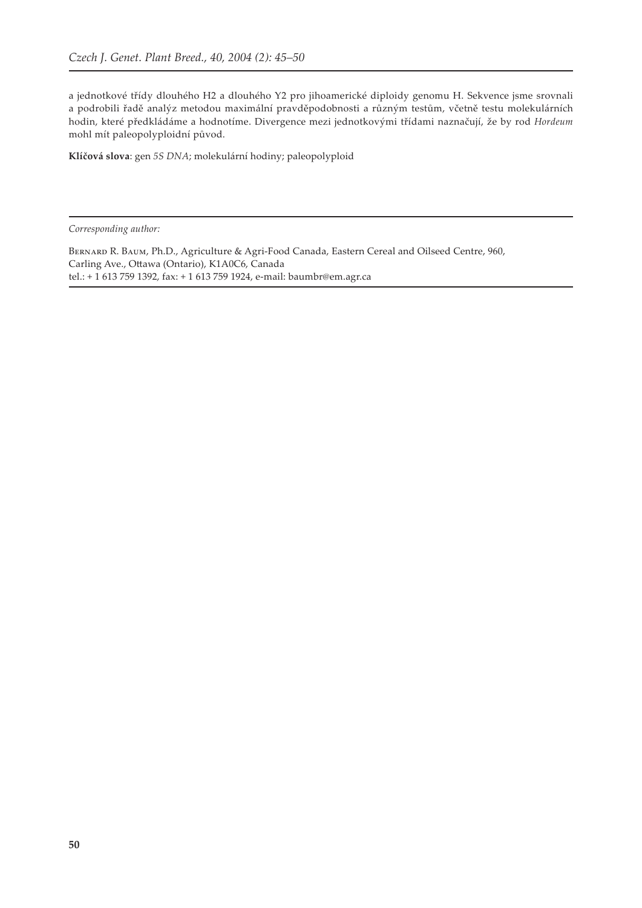a jednotkové třídy dlouhého H2 a dlouhého Y2 pro jihoamerické diploidy genomu H. Sekvence jsme srovnali a podrobili řadě analýz metodou maximální pravděpodobnosti a různým testům, včetně testu molekulárních hodin, které předkládáme a hodnotíme. Divergence mezi jednotkovými třídami naznačují, že by rod *Hordeum* mohl mít paleopolyploidní původ.

**Klíčová slova**: gen *5S DNA*; molekulární hodiny; paleopolyploid

---

*Corresponding author:*

Bernard R. Baum, Ph.D., Agriculture & Agri-Food Canada, Eastern Cereal and Oilseed Centre, 960, Carling Ave., Ottawa (Ontario), K1A0C6, Canada
tel.: + 1 613 759 1392, fax: + 1 613 759 1924, e-mail: baumbr@em.agr.ca